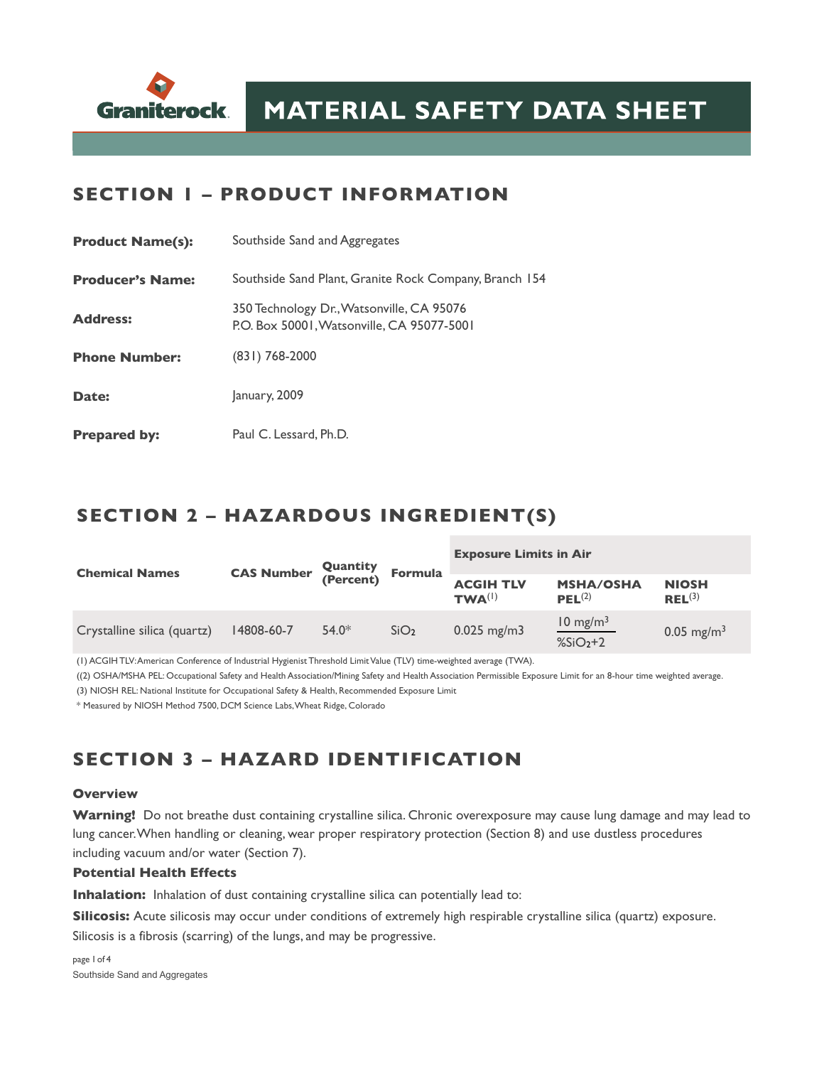Graniterock

# MATERIAL SAFETY DATA SHEET

## SECTION 1 – PRODUCT INFORMATION

**Product Name(s):** Southside Sand and Aggregates

**Producer's Name:** Southside Sand Plant, Granite Rock Company, Branch 154

**Address:** 350 Technology Dr., Watsonville, CA 95076
P.O. Box 50001, Watsonville, CA 95077-5001

**Phone Number:** (831) 768-2000

**Date:** January, 2009

**Prepared by:** Paul C. Lessard, Ph.D.

## SECTION 2 – HAZARDOUS INGREDIENT(S)

| Chemical Names | CAS Number | Quantity (Percent) | Formula | Exposure Limits in Air | | |
|---|---|---|---|---|---|---|
| | | | | ACGIH TLV TWA(1) | MSHA/OSHA PEL(2) | NIOSH REL(3) |
| Crystalline silica (quartz) | 14808-60-7 | 54.0* | $SiO_2$ | 0.025 mg/m3 | $\frac{10\ mg/m^3}{\%SiO_2+2}$ | 0.05 $mg/m^3$ |

(1) ACGIH TLV: American Conference of Industrial Hygienist Threshold Limit Value (TLV) time-weighted average (TWA).

((2) OSHA/MSHA PEL: Occupational Safety and Health Association/Mining Safety and Health Association Permissible Exposure Limit for an 8-hour time weighted average.

(3) NIOSH REL: National Institute for Occupational Safety & Health, Recommended Exposure Limit

* Measured by NIOSH Method 7500, DCM Science Labs, Wheat Ridge, Colorado

## SECTION 3 – HAZARD IDENTIFICATION

### Overview

**Warning!** Do not breathe dust containing crystalline silica. Chronic overexposure may cause lung damage and may lead to lung cancer. When handling or cleaning, wear proper respiratory protection (Section 8) and use dustless procedures including vacuum and/or water (Section 7).

### Potential Health Effects

**Inhalation:** Inhalation of dust containing crystalline silica can potentially lead to:

**Silicosis:** Acute silicosis may occur under conditions of extremely high respirable crystalline silica (quartz) exposure. Silicosis is a fibrosis (scarring) of the lungs, and may be progressive.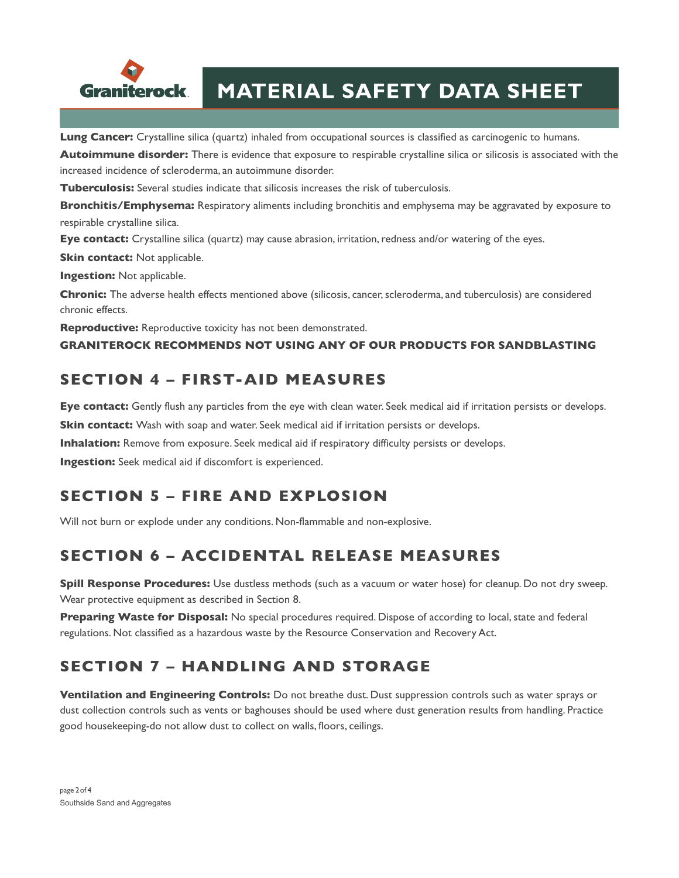**Lung Cancer:** Crystalline silica (quartz) inhaled from occupational sources is classified as carcinogenic to humans.

**Autoimmune disorder:** There is evidence that exposure to respirable crystalline silica or silicosis is associated with the increased incidence of scleroderma, an autoimmune disorder.

**Tuberculosis:** Several studies indicate that silicosis increases the risk of tuberculosis.

**Bronchitis/Emphysema:** Respiratory aliments including bronchitis and emphysema may be aggravated by exposure to respirable crystalline silica.

**Eye contact:** Crystalline silica (quartz) may cause abrasion, irritation, redness and/or watering of the eyes.

**Skin contact:** Not applicable.

**Ingestion:** Not applicable.

**Chronic:** The adverse health effects mentioned above (silicosis, cancer, scleroderma, and tuberculosis) are considered chronic effects.

**Reproductive:** Reproductive toxicity has not been demonstrated.

**GRANITEROCK RECOMMENDS NOT USING ANY OF OUR PRODUCTS FOR SANDBLASTING**

## SECTION 4 – FIRST-AID MEASURES

**Eye contact:** Gently flush any particles from the eye with clean water. Seek medical aid if irritation persists or develops.

**Skin contact:** Wash with soap and water. Seek medical aid if irritation persists or develops.

**Inhalation:** Remove from exposure. Seek medical aid if respiratory difficulty persists or develops.

**Ingestion:** Seek medical aid if discomfort is experienced.

## SECTION 5 – FIRE AND EXPLOSION

Will not burn or explode under any conditions. Non-flammable and non-explosive.

## SECTION 6 – ACCIDENTAL RELEASE MEASURES

**Spill Response Procedures:** Use dustless methods (such as a vacuum or water hose) for cleanup. Do not dry sweep. Wear protective equipment as described in Section 8.

**Preparing Waste for Disposal:** No special procedures required. Dispose of according to local, state and federal regulations. Not classified as a hazardous waste by the Resource Conservation and Recovery Act.

## SECTION 7 – HANDLING AND STORAGE

**Ventilation and Engineering Controls:** Do not breathe dust. Dust suppression controls such as water sprays or dust collection controls such as vents or baghouses should be used where dust generation results from handling. Practice good housekeeping-do not allow dust to collect on walls, floors, ceilings.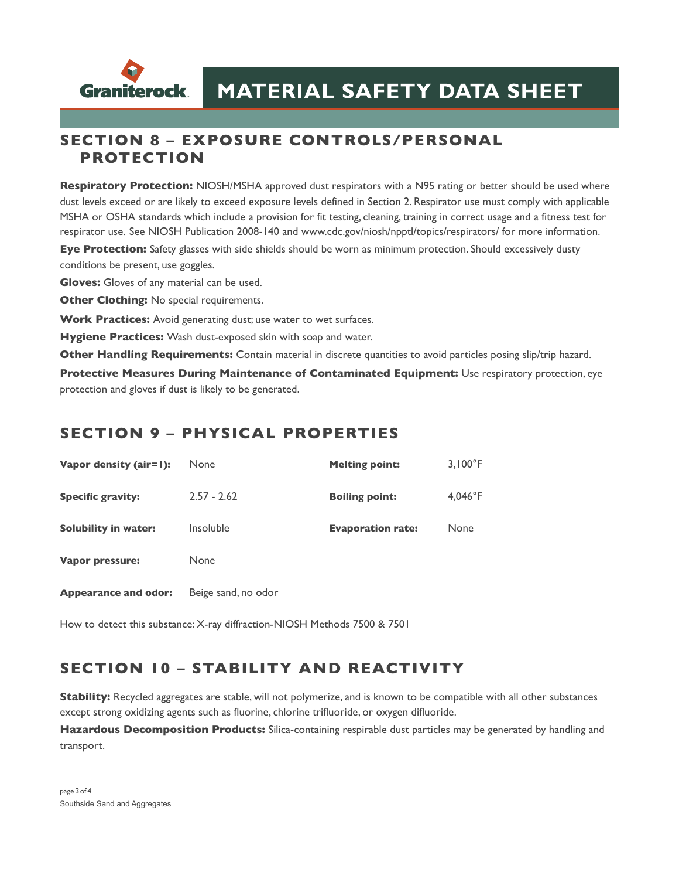# MATERIAL SAFETY DATA SHEET

## SECTION 8 – EXPOSURE CONTROLS/PERSONAL PROTECTION

**Respiratory Protection:** NIOSH/MSHA approved dust respirators with a N95 rating or better should be used where dust levels exceed or are likely to exceed exposure levels defined in Section 2. Respirator use must comply with applicable MSHA or OSHA standards which include a provision for fit testing, cleaning, training in correct usage and a fitness test for respirator use. See NIOSH Publication 2008-140 and www.cdc.gov/niosh/npptl/topics/respirators/ for more information.

**Eye Protection:** Safety glasses with side shields should be worn as minimum protection. Should excessively dusty conditions be present, use goggles.

**Gloves:** Gloves of any material can be used.

**Other Clothing:** No special requirements.

**Work Practices:** Avoid generating dust; use water to wet surfaces.

**Hygiene Practices:** Wash dust-exposed skin with soap and water.

**Other Handling Requirements:** Contain material in discrete quantities to avoid particles posing slip/trip hazard.

**Protective Measures During Maintenance of Contaminated Equipment:** Use respiratory protection, eye protection and gloves if dust is likely to be generated.

## SECTION 9 – PHYSICAL PROPERTIES

| | | | |
|---|---|---|---|
| **Vapor density (air=1):** | None | **Melting point:** | 3,100°F |
| **Specific gravity:** | 2.57 - 2.62 | **Boiling point:** | 4,046°F |
| **Solubility in water:** | Insoluble | **Evaporation rate:** | None |
| **Vapor pressure:** | None | | |
| **Appearance and odor:** | Beige sand, no odor | | |

How to detect this substance: X-ray diffraction-NIOSH Methods 7500 & 7501

## SECTION 10 – STABILITY AND REACTIVITY

**Stability:** Recycled aggregates are stable, will not polymerize, and is known to be compatible with all other substances except strong oxidizing agents such as fluorine, chlorine trifluoride, or oxygen difluoride.

**Hazardous Decomposition Products:** Silica-containing respirable dust particles may be generated by handling and transport.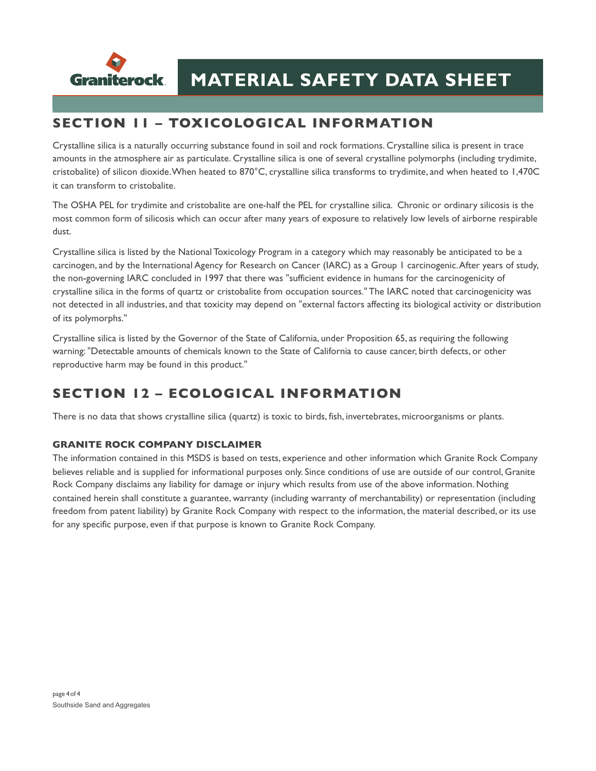# MATERIAL SAFETY DATA SHEET

## SECTION 11 – TOXICOLOGICAL INFORMATION

Crystalline silica is a naturally occurring substance found in soil and rock formations. Crystalline silica is present in trace amounts in the atmosphere air as particulate. Crystalline silica is one of several crystalline polymorphs (including trydimite, cristobalite) of silicon dioxide. When heated to 870°C, crystalline silica transforms to trydimite, and when heated to 1,470C it can transform to cristobalite.

The OSHA PEL for trydimite and cristobalite are one-half the PEL for crystalline silica. Chronic or ordinary silicosis is the most common form of silicosis which can occur after many years of exposure to relatively low levels of airborne respirable dust.

Crystalline silica is listed by the National Toxicology Program in a category which may reasonably be anticipated to be a carcinogen, and by the International Agency for Research on Cancer (IARC) as a Group 1 carcinogenic. After years of study, the non-governing IARC concluded in 1997 that there was "sufficient evidence in humans for the carcinogenicity of crystalline silica in the forms of quartz or cristobalite from occupation sources." The IARC noted that carcinogenicity was not detected in all industries, and that toxicity may depend on "external factors affecting its biological activity or distribution of its polymorphs."

Crystalline silica is listed by the Governor of the State of California, under Proposition 65, as requiring the following warning: "Detectable amounts of chemicals known to the State of California to cause cancer, birth defects, or other reproductive harm may be found in this product."

## SECTION 12 – ECOLOGICAL INFORMATION

There is no data that shows crystalline silica (quartz) is toxic to birds, fish, invertebrates, microorganisms or plants.

### GRANITE ROCK COMPANY DISCLAIMER

The information contained in this MSDS is based on tests, experience and other information which Granite Rock Company believes reliable and is supplied for informational purposes only. Since conditions of use are outside of our control, Granite Rock Company disclaims any liability for damage or injury which results from use of the above information. Nothing contained herein shall constitute a guarantee, warranty (including warranty of merchantability) or representation (including freedom from patent liability) by Granite Rock Company with respect to the information, the material described, or its use for any specific purpose, even if that purpose is known to Granite Rock Company.